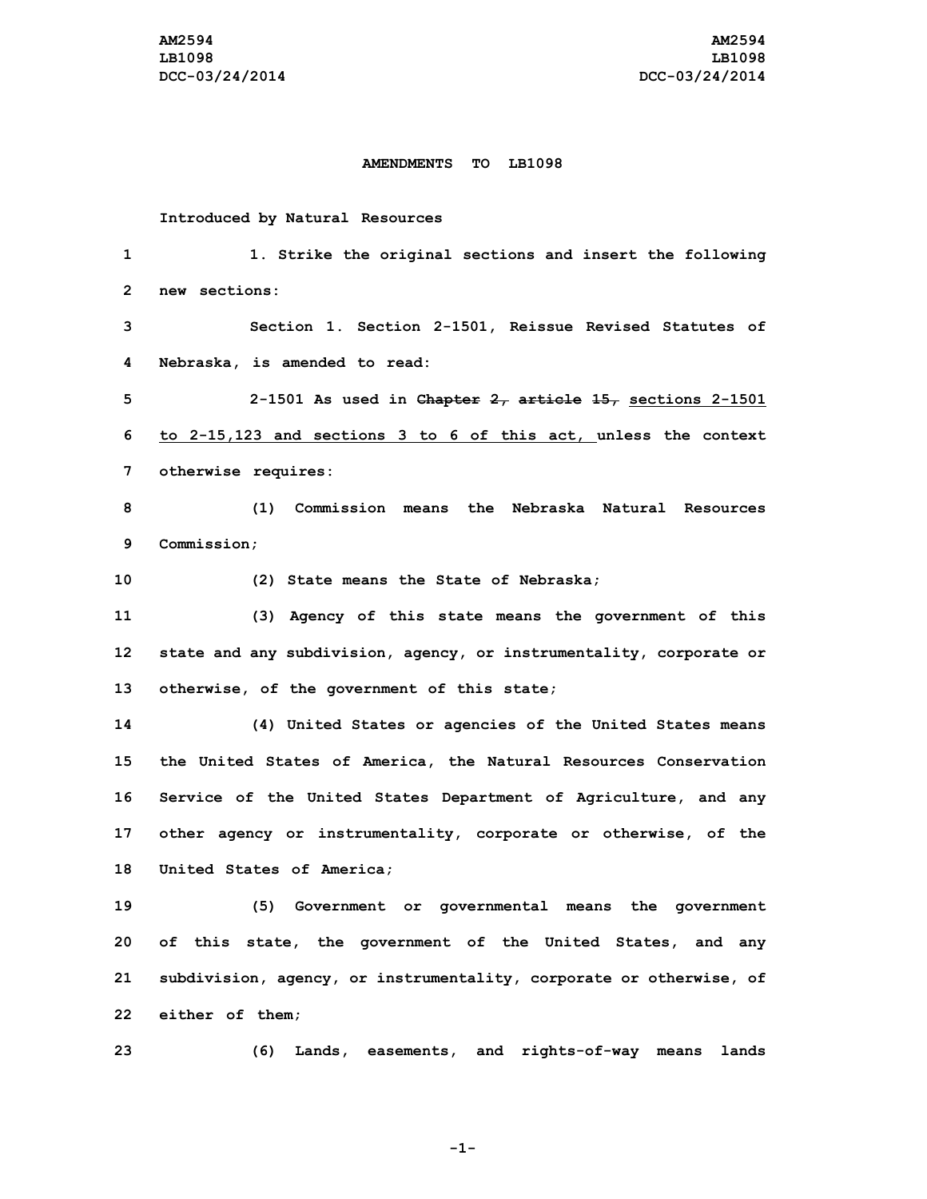AM2594
LB1098
DCC-03/24/2014

**AMENDMENTS TO LB1098**

Introduced by Natural Resources

1 1. Strike the original sections and insert the following
2 new sections:

3 Section 1. Section 2-1501, Reissue Revised Statutes of
4 Nebraska, is amended to read:

5 2-1501 As used in ~~Chapter 2, article 15,~~ <u>sections 2-1501</u>
6 <u>to 2-15,123 and sections 3 to 6 of this act,</u> unless the context
7 otherwise requires:

8 (1) Commission means the Nebraska Natural Resources
9 Commission;

10 (2) State means the State of Nebraska;

11 (3) Agency of this state means the government of this
12 state and any subdivision, agency, or instrumentality, corporate or
13 otherwise, of the government of this state;

14 (4) United States or agencies of the United States means
15 the United States of America, the Natural Resources Conservation
16 Service of the United States Department of Agriculture, and any
17 other agency or instrumentality, corporate or otherwise, of the
18 United States of America;

19 (5) Government or governmental means the government
20 of this state, the government of the United States, and any
21 subdivision, agency, or instrumentality, corporate or otherwise, of
22 either of them;

23 (6) Lands, easements, and rights-of-way means lands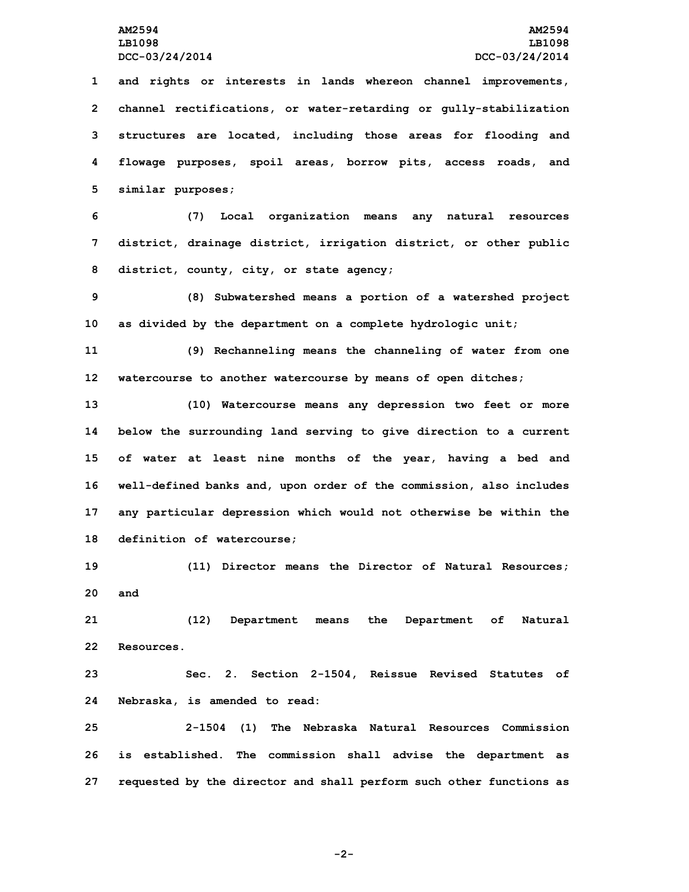and rights or interests in lands whereon channel improvements, channel rectifications, or water-retarding or gully-stabilization structures are located, including those areas for flooding and flowage purposes, spoil areas, borrow pits, access roads, and similar purposes;

(7) Local organization means any natural resources district, drainage district, irrigation district, or other public district, county, city, or state agency;

(8) Subwatershed means a portion of a watershed project as divided by the department on a complete hydrologic unit;

(9) Rechanneling means the channeling of water from one watercourse to another watercourse by means of open ditches;

(10) Watercourse means any depression two feet or more below the surrounding land serving to give direction to a current of water at least nine months of the year, having a bed and well-defined banks and, upon order of the commission, also includes any particular depression which would not otherwise be within the definition of watercourse;

(11) Director means the Director of Natural Resources; and

(12) Department means the Department of Natural Resources.

Sec. 2. Section 2-1504, Reissue Revised Statutes of Nebraska, is amended to read:

2-1504 (1) The Nebraska Natural Resources Commission is established. The commission shall advise the department as requested by the director and shall perform such other functions as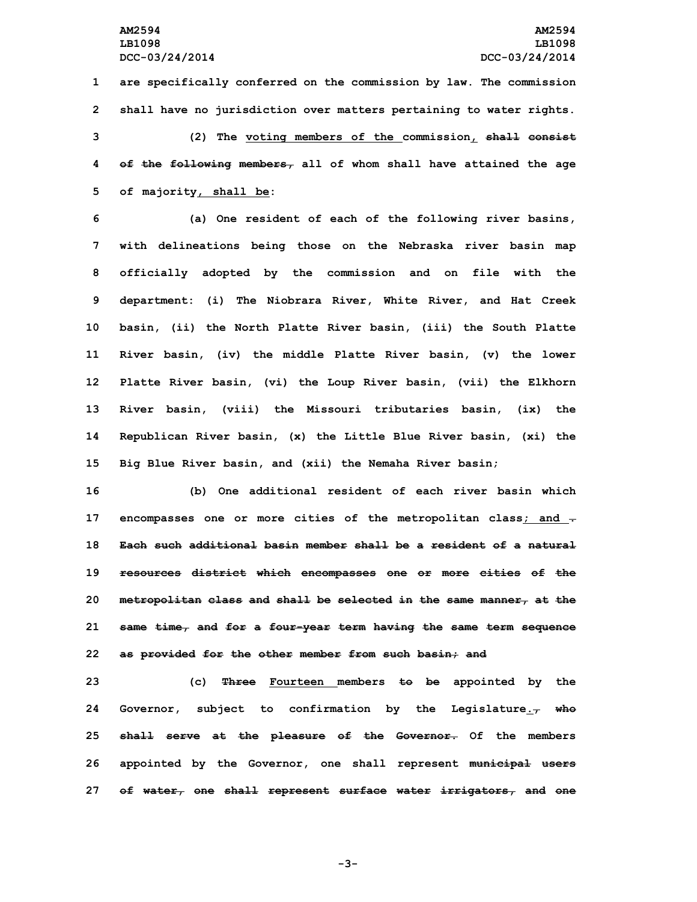are specifically conferred on the commission by law. The commission shall have no jurisdiction over matters pertaining to water rights.

(2) The <u>voting members of the </u>commission<u>,</u> ~~shall consist of the following members,~~ all of whom shall have attained the age of majority<u>, shall be</u>:

(a) One resident of each of the following river basins, with delineations being those on the Nebraska river basin map officially adopted by the commission and on file with the department: (i) The Niobrara River, White River, and Hat Creek basin, (ii) the North Platte River basin, (iii) the South Platte River basin, (iv) the middle Platte River basin, (v) the lower Platte River basin, (vi) the Loup River basin, (vii) the Elkhorn River basin, (viii) the Missouri tributaries basin, (ix) the Republican River basin, (x) the Little Blue River basin, (xi) the Big Blue River basin, and (xii) the Nemaha River basin;

(b) One additional resident of each river basin which encompasses one or more cities of the metropolitan class<u>; and </u>~~. Each such additional basin member shall be a resident of a natural resources district which encompasses one or more cities of the metropolitan class and shall be selected in the same manner, at the same time, and for a four-year term having the same term sequence as provided for the other member from such basin; and~~

(c) ~~Three~~ <u>Fourteen </u>members ~~to be~~ appointed by the Governor, subject to confirmation by the Legislature<u>.</u>~~, who shall serve at the pleasure of the Governor.~~ Of the members appointed by the Governor, one shall represent ~~municipal users of water, one shall represent surface water irrigators, and one~~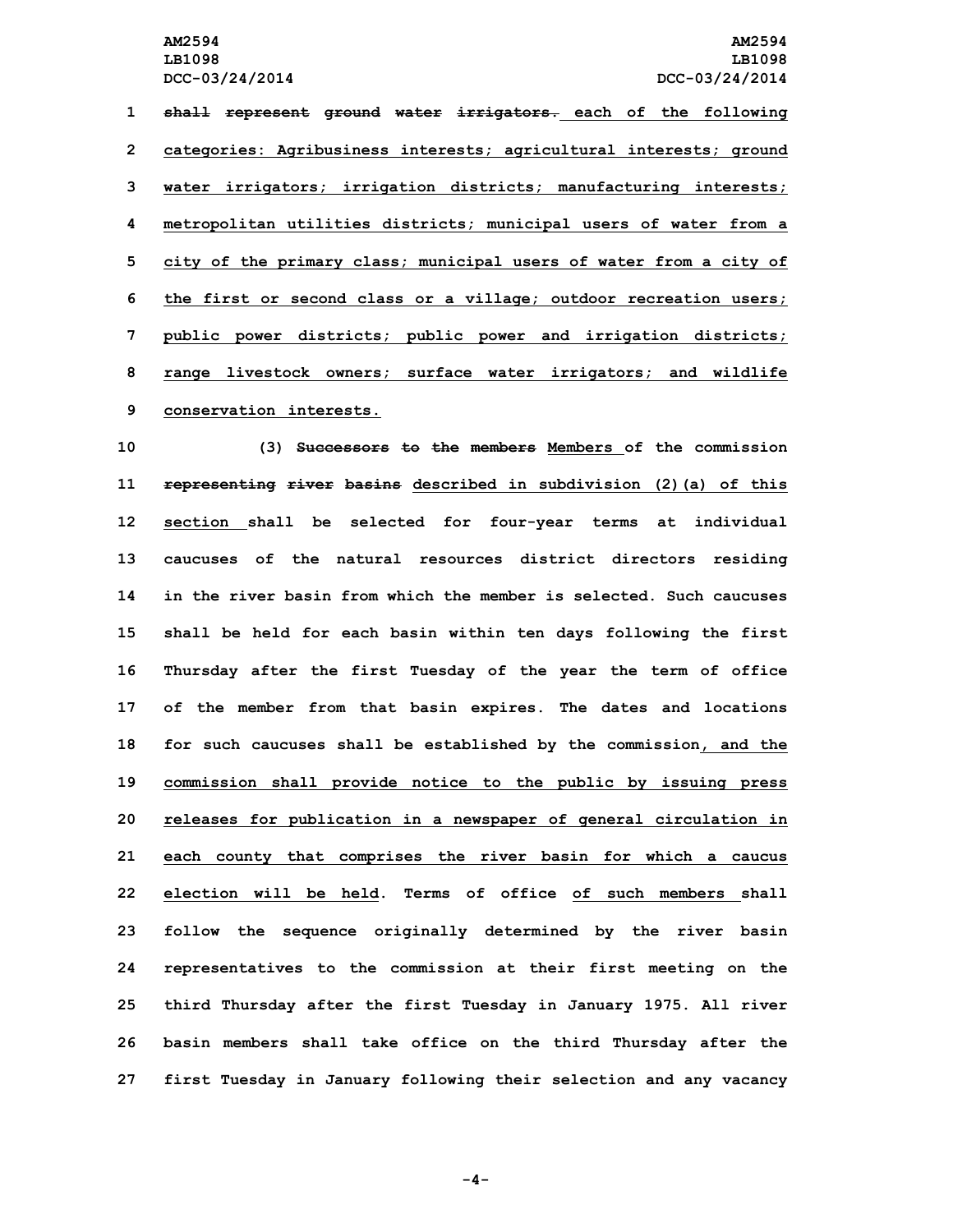~~shall represent ground water irrigators.~~ each of the following categories: Agribusiness interests; agricultural interests; ground water irrigators; irrigation districts; manufacturing interests; metropolitan utilities districts; municipal users of water from a city of the primary class; municipal users of water from a city of the first or second class or a village; outdoor recreation users; public power districts; public power and irrigation districts; range livestock owners; surface water irrigators; and wildlife conservation interests.

(3) ~~Successors to the members~~ Members of the commission ~~representing river basins~~ described in subdivision (2)(a) of this section shall be selected for four-year terms at individual caucuses of the natural resources district directors residing in the river basin from which the member is selected. Such caucuses shall be held for each basin within ten days following the first Thursday after the first Tuesday of the year the term of office of the member from that basin expires. The dates and locations for such caucuses shall be established by the commission, and the commission shall provide notice to the public by issuing press releases for publication in a newspaper of general circulation in each county that comprises the river basin for which a caucus election will be held. Terms of office of such members shall follow the sequence originally determined by the river basin representatives to the commission at their first meeting on the third Thursday after the first Tuesday in January 1975. All river basin members shall take office on the third Thursday after the first Tuesday in January following their selection and any vacancy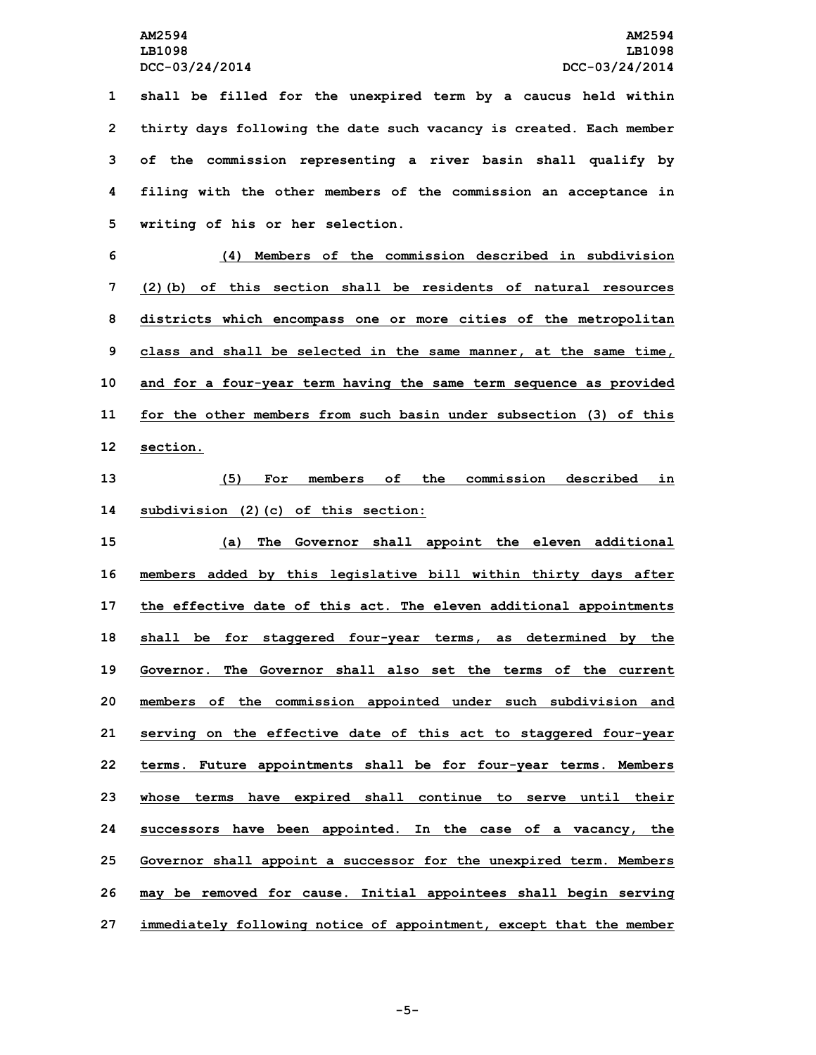shall be filled for the unexpired term by a caucus held within thirty days following the date such vacancy is created. Each member of the commission representing a river basin shall qualify by filing with the other members of the commission an acceptance in writing of his or her selection.

(4) Members of the commission described in subdivision (2)(b) of this section shall be residents of natural resources districts which encompass one or more cities of the metropolitan class and shall be selected in the same manner, at the same time, and for a four-year term having the same term sequence as provided for the other members from such basin under subsection (3) of this section.

(5) For members of the commission described in subdivision (2)(c) of this section:

(a) The Governor shall appoint the eleven additional members added by this legislative bill within thirty days after the effective date of this act. The eleven additional appointments shall be for staggered four-year terms, as determined by the Governor. The Governor shall also set the terms of the current members of the commission appointed under such subdivision and serving on the effective date of this act to staggered four-year terms. Future appointments shall be for four-year terms. Members whose terms have expired shall continue to serve until their successors have been appointed. In the case of a vacancy, the Governor shall appoint a successor for the unexpired term. Members may be removed for cause. Initial appointees shall begin serving immediately following notice of appointment, except that the member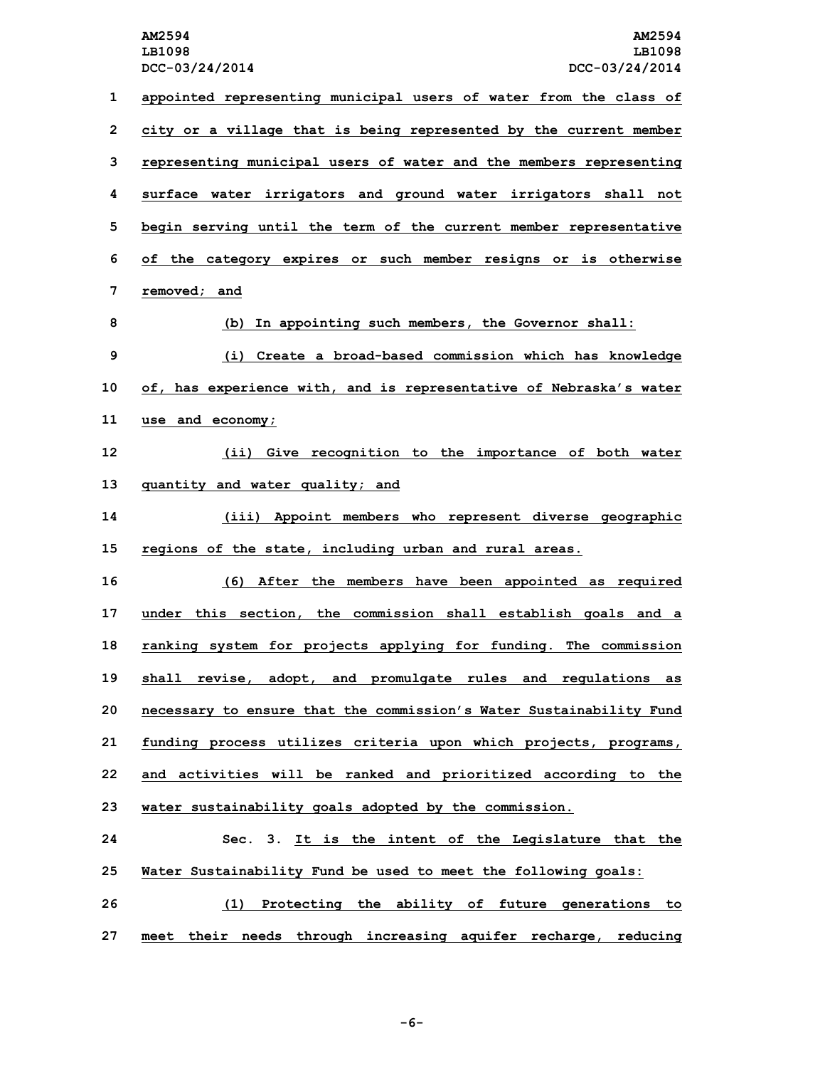appointed representing municipal users of water from the class of city or a village that is being represented by the current member representing municipal users of water and the members representing surface water irrigators and ground water irrigators shall not begin serving until the term of the current member representative of the category expires or such member resigns or is otherwise removed; and

(b) In appointing such members, the Governor shall:

(i) Create a broad-based commission which has knowledge of, has experience with, and is representative of Nebraska's water use and economy;

(ii) Give recognition to the importance of both water quantity and water quality; and

(iii) Appoint members who represent diverse geographic regions of the state, including urban and rural areas.

(6) After the members have been appointed as required under this section, the commission shall establish goals and a ranking system for projects applying for funding. The commission shall revise, adopt, and promulgate rules and regulations as necessary to ensure that the commission's Water Sustainability Fund funding process utilizes criteria upon which projects, programs, and activities will be ranked and prioritized according to the water sustainability goals adopted by the commission.

Sec. 3. It is the intent of the Legislature that the Water Sustainability Fund be used to meet the following goals:

(1) Protecting the ability of future generations to meet their needs through increasing aquifer recharge, reducing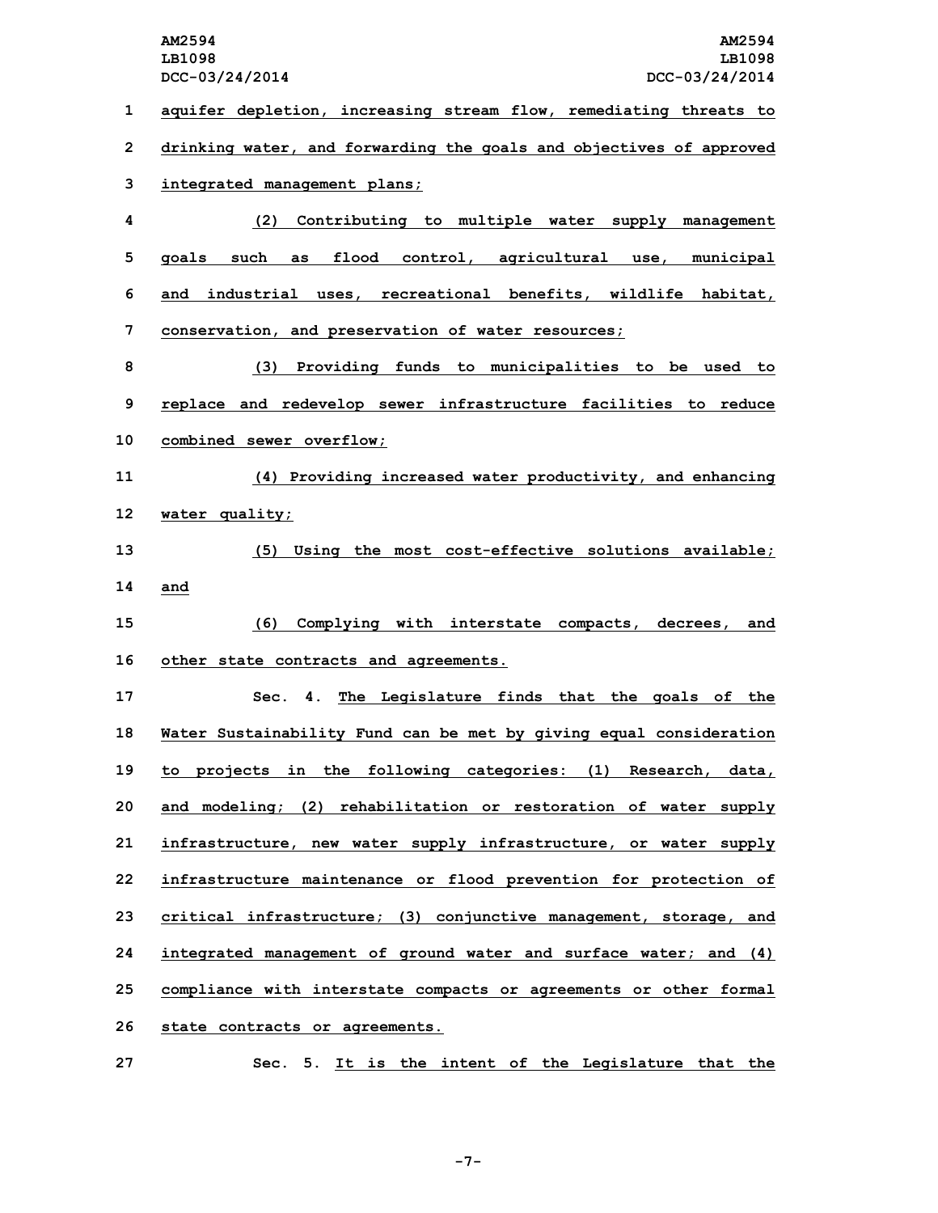aquifer depletion, increasing stream flow, remediating threats to drinking water, and forwarding the goals and objectives of approved integrated management plans;

(2) Contributing to multiple water supply management goals such as flood control, agricultural use, municipal and industrial uses, recreational benefits, wildlife habitat, conservation, and preservation of water resources;

(3) Providing funds to municipalities to be used to replace and redevelop sewer infrastructure facilities to reduce combined sewer overflow;

(4) Providing increased water productivity, and enhancing water quality;

(5) Using the most cost-effective solutions available; and

(6) Complying with interstate compacts, decrees, and other state contracts and agreements.

Sec. 4. The Legislature finds that the goals of the Water Sustainability Fund can be met by giving equal consideration to projects in the following categories: (1) Research, data, and modeling; (2) rehabilitation or restoration of water supply infrastructure, new water supply infrastructure, or water supply infrastructure maintenance or flood prevention for protection of critical infrastructure; (3) conjunctive management, storage, and integrated management of ground water and surface water; and (4) compliance with interstate compacts or agreements or other formal state contracts or agreements.

Sec. 5. It is the intent of the Legislature that the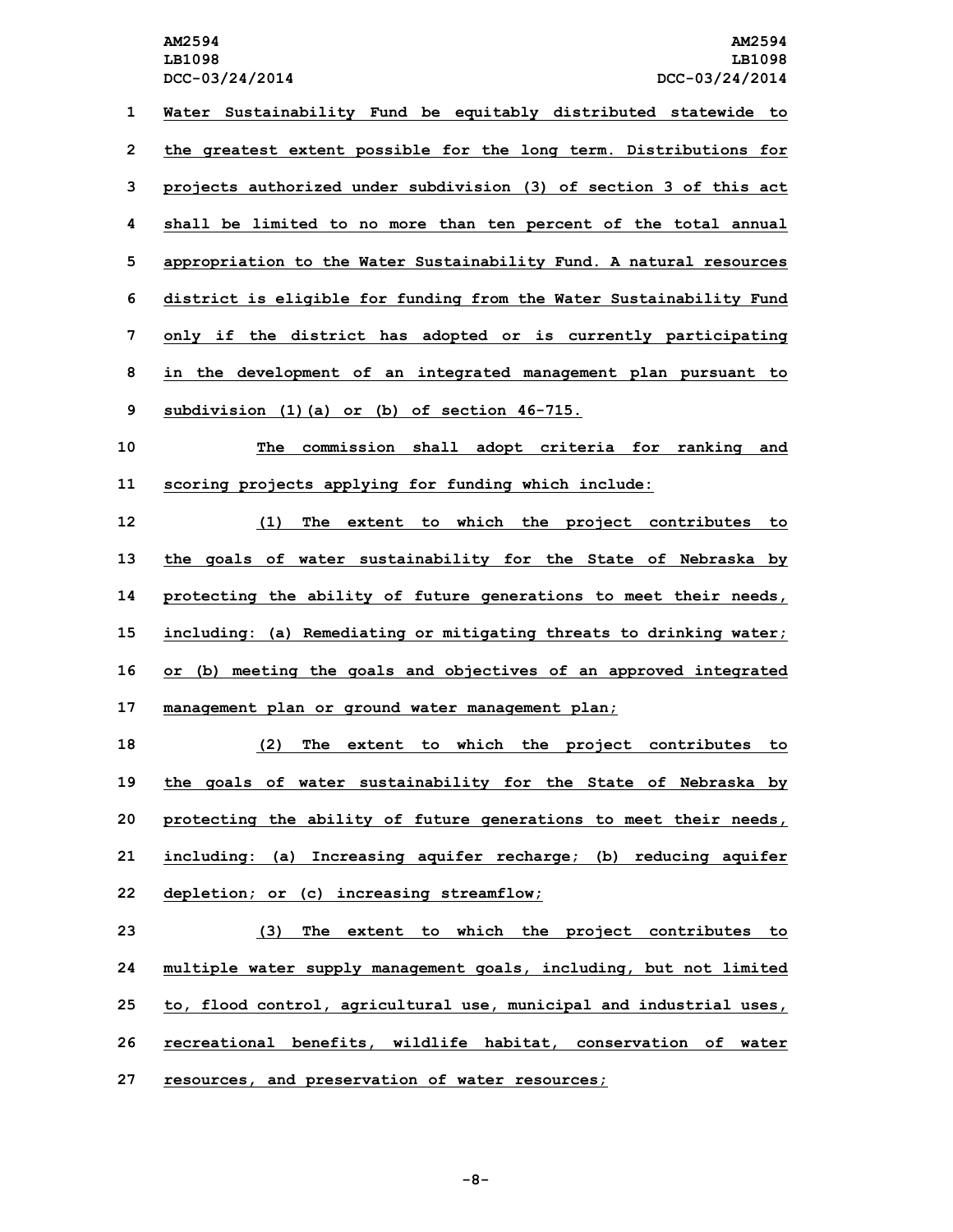Water Sustainability Fund be equitably distributed statewide to the greatest extent possible for the long term. Distributions for projects authorized under subdivision (3) of section 3 of this act shall be limited to no more than ten percent of the total annual appropriation to the Water Sustainability Fund. A natural resources district is eligible for funding from the Water Sustainability Fund only if the district has adopted or is currently participating in the development of an integrated management plan pursuant to subdivision (1)(a) or (b) of section 46-715.

The commission shall adopt criteria for ranking and scoring projects applying for funding which include:

(1) The extent to which the project contributes to the goals of water sustainability for the State of Nebraska by protecting the ability of future generations to meet their needs, including: (a) Remediating or mitigating threats to drinking water; or (b) meeting the goals and objectives of an approved integrated management plan or ground water management plan;

(2) The extent to which the project contributes to the goals of water sustainability for the State of Nebraska by protecting the ability of future generations to meet their needs, including: (a) Increasing aquifer recharge; (b) reducing aquifer depletion; or (c) increasing streamflow;

(3) The extent to which the project contributes to multiple water supply management goals, including, but not limited to, flood control, agricultural use, municipal and industrial uses, recreational benefits, wildlife habitat, conservation of water resources, and preservation of water resources;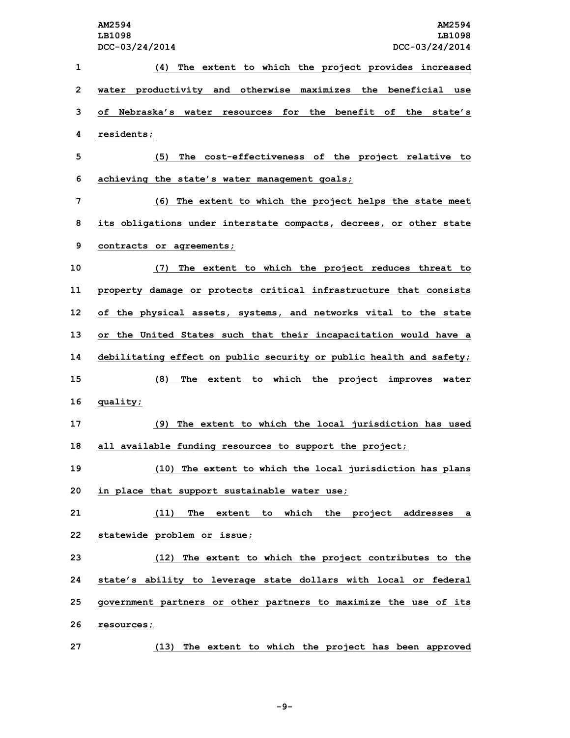(4) The extent to which the project provides increased water productivity and otherwise maximizes the beneficial use of Nebraska's water resources for the benefit of the state's residents;

(5) The cost-effectiveness of the project relative to achieving the state's water management goals;

(6) The extent to which the project helps the state meet its obligations under interstate compacts, decrees, or other state contracts or agreements;

(7) The extent to which the project reduces threat to property damage or protects critical infrastructure that consists of the physical assets, systems, and networks vital to the state or the United States such that their incapacitation would have a debilitating effect on public security or public health and safety;

(8) The extent to which the project improves water quality;

(9) The extent to which the local jurisdiction has used all available funding resources to support the project;

(10) The extent to which the local jurisdiction has plans in place that support sustainable water use;

(11) The extent to which the project addresses a statewide problem or issue;

(12) The extent to which the project contributes to the state's ability to leverage state dollars with local or federal government partners or other partners to maximize the use of its resources;

(13) The extent to which the project has been approved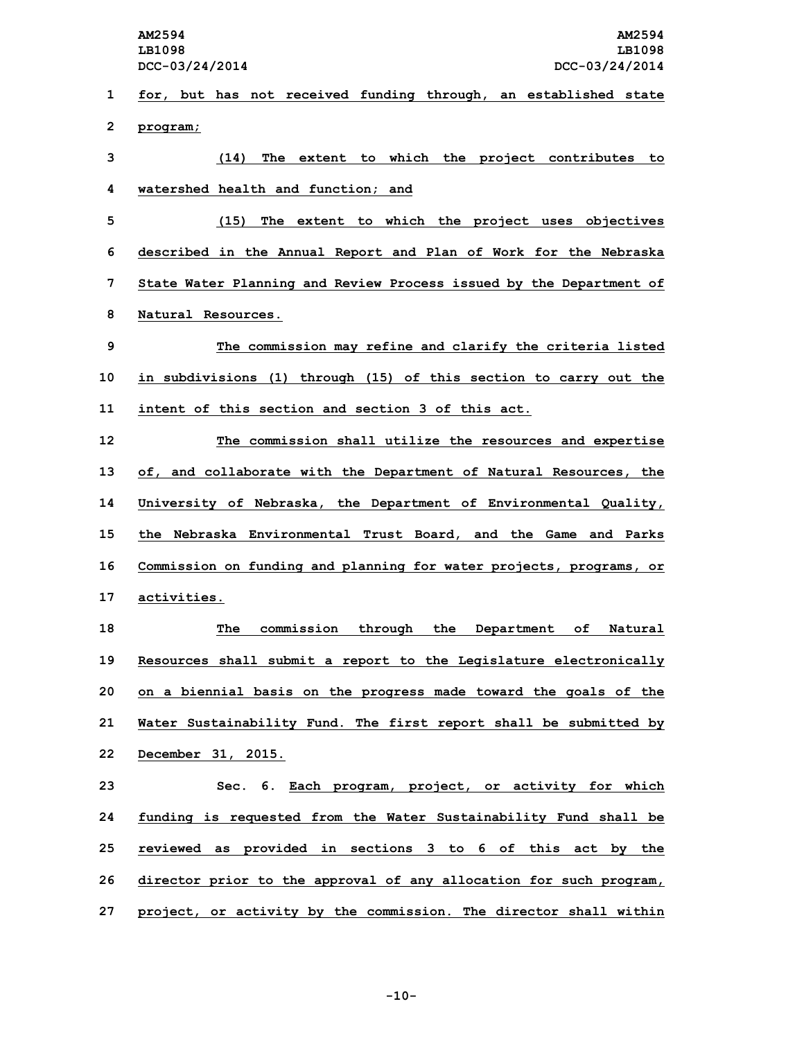for, but has not received funding through, an established state program;

(14) The extent to which the project contributes to watershed health and function; and

(15) The extent to which the project uses objectives described in the Annual Report and Plan of Work for the Nebraska State Water Planning and Review Process issued by the Department of Natural Resources.

The commission may refine and clarify the criteria listed in subdivisions (1) through (15) of this section to carry out the intent of this section and section 3 of this act.

The commission shall utilize the resources and expertise of, and collaborate with the Department of Natural Resources, the University of Nebraska, the Department of Environmental Quality, the Nebraska Environmental Trust Board, and the Game and Parks Commission on funding and planning for water projects, programs, or activities.

The commission through the Department of Natural Resources shall submit a report to the Legislature electronically on a biennial basis on the progress made toward the goals of the Water Sustainability Fund. The first report shall be submitted by December 31, 2015.

Sec. 6. Each program, project, or activity for which funding is requested from the Water Sustainability Fund shall be reviewed as provided in sections 3 to 6 of this act by the director prior to the approval of any allocation for such program, project, or activity by the commission. The director shall within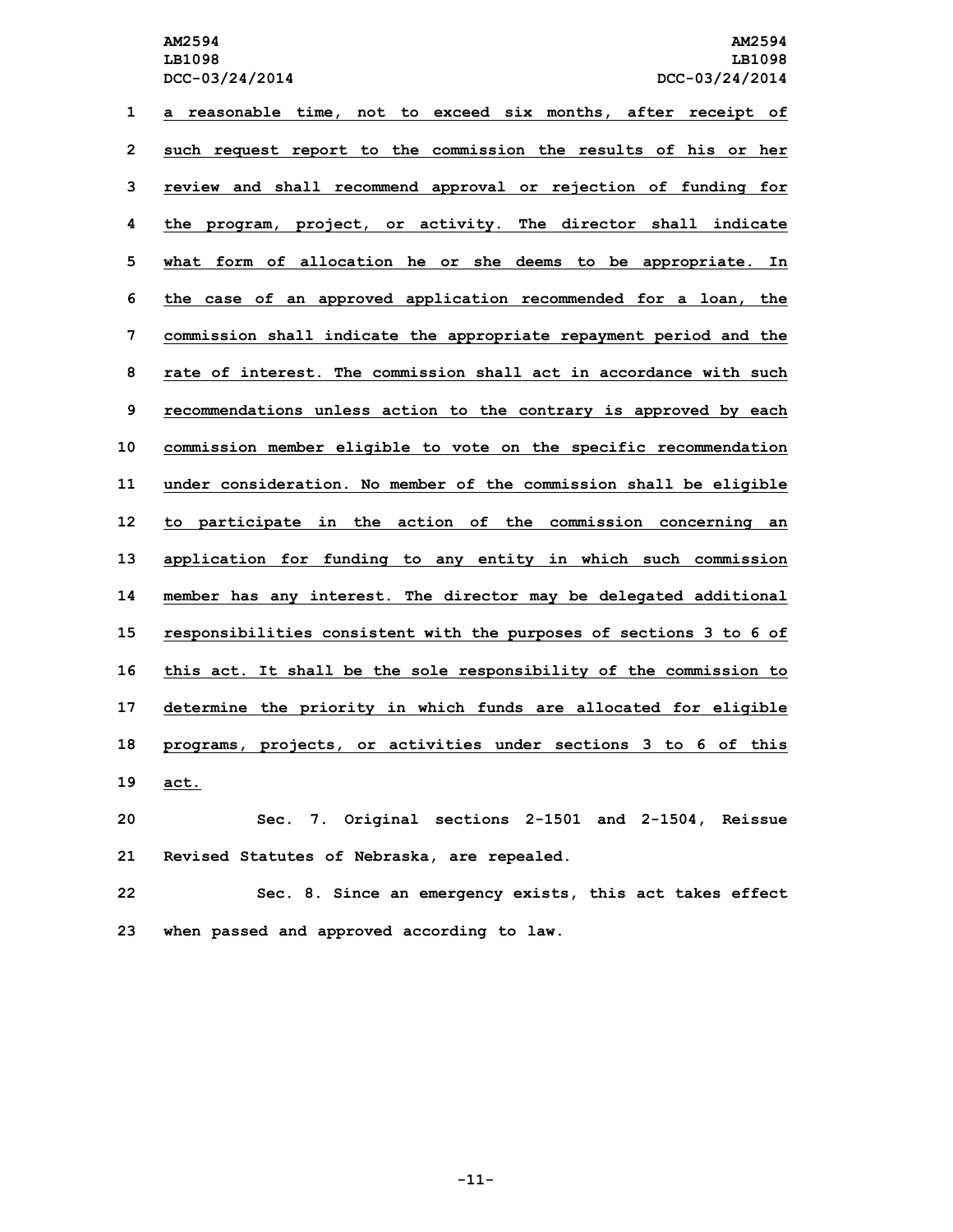a reasonable time, not to exceed six months, after receipt of such request report to the commission the results of his or her review and shall recommend approval or rejection of funding for the program, project, or activity. The director shall indicate what form of allocation he or she deems to be appropriate. In the case of an approved application recommended for a loan, the commission shall indicate the appropriate repayment period and the rate of interest. The commission shall act in accordance with such recommendations unless action to the contrary is approved by each commission member eligible to vote on the specific recommendation under consideration. No member of the commission shall be eligible to participate in the action of the commission concerning an application for funding to any entity in which such commission member has any interest. The director may be delegated additional responsibilities consistent with the purposes of sections 3 to 6 of this act. It shall be the sole responsibility of the commission to determine the priority in which funds are allocated for eligible programs, projects, or activities under sections 3 to 6 of this act.

Sec. 7. Original sections 2-1501 and 2-1504, Reissue Revised Statutes of Nebraska, are repealed.

Sec. 8. Since an emergency exists, this act takes effect when passed and approved according to law.